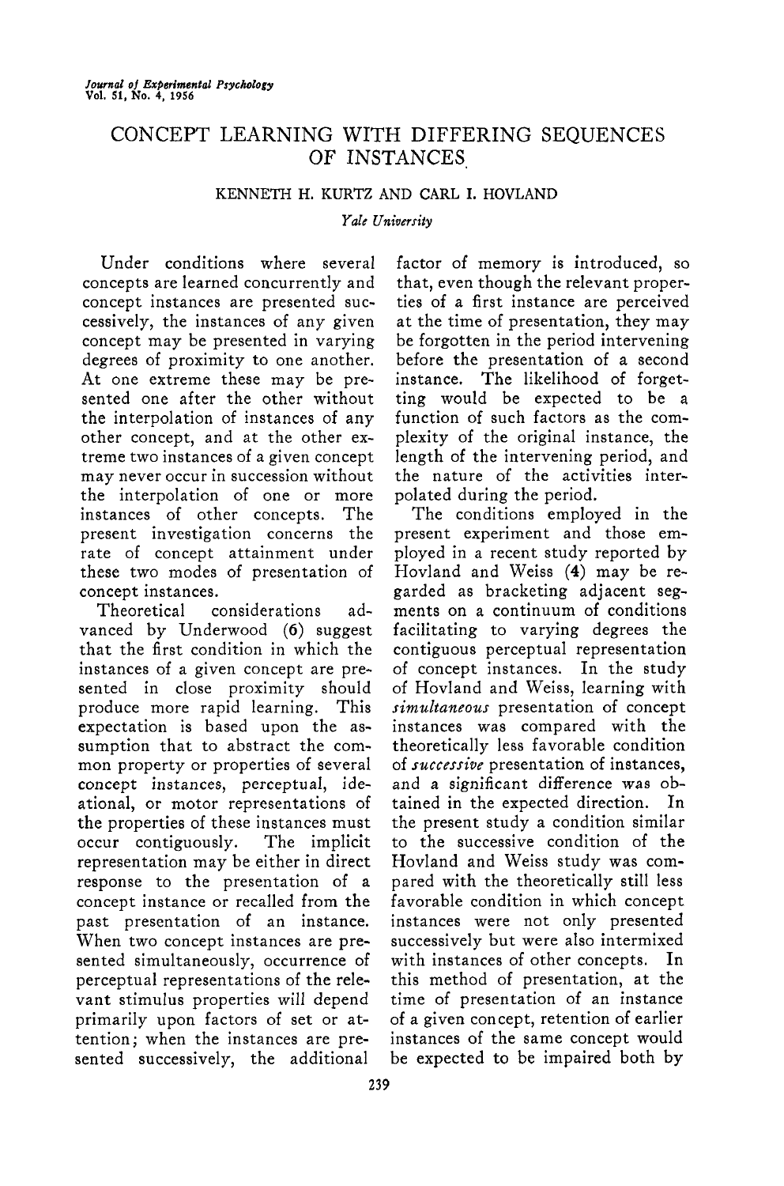# CONCEPT LEARNING WITH DIFFERING SEQUENCES OF INSTANCES

KENNETH H. KURTZ AND CARL I. HOVLAND

*Yale University*

Under conditions where several concepts are learned concurrently and concept instances are presented successively, the instances of any given concept may be presented in varying degrees of proximity to one another. At one extreme these may be presented one after the other without the interpolation of instances of any other concept, and at the other extreme two instances of a given concept may never occur in succession without the interpolation of one or more instances of other concepts. The present investigation concerns the rate of concept attainment under these two modes of presentation of concept instances.

Theoretical considerations advanced by Underwood (6) suggest that the first condition in which the instances of a given concept are presented in close proximity should produce more rapid learning. This expectation is based upon the assumption that to abstract the common property or properties of several concept instances, perceptual, ideational, or motor representations of the properties of these instances must occur contiguously. The implicit representation may be either in direct response to the presentation of a concept instance or recalled from the past presentation of an instance. When two concept instances are presented simultaneously, occurrence of perceptual representations of the relevant stimulus properties will depend primarily upon factors of set or attention; when the instances are presented successively, the additional factor of memory is introduced, so that, even though the relevant properties of a first instance are perceived at the time of presentation, they may be forgotten in the period intervening before the presentation of a second instance. The likelihood of forgetting would be expected to be a function of such factors as the complexity of the original instance, the length of the intervening period, and the nature of the activities interpolated during the period.

The conditions employed in the present experiment and those employed in a recent study reported by Hovland and Weiss (4) may be regarded as bracketing adjacent segments on a continuum of conditions facilitating to varying degrees the contiguous perceptual representation of concept instances. In the study of Hovland and Weiss, learning with *simultaneous* presentation of concept instances was compared with the theoretically less favorable condition of *successive* presentation of instances, and a significant difference was obtained in the expected direction. In the present study a condition similar to the successive condition of the Hovland and Weiss study was compared with the theoretically still less favorable condition in which concept instances were not only presented successively but were also intermixed with instances of other concepts. In this method of presentation, at the time of presentation of an instance of a given concept, retention of earlier instances of the same concept would be expected to be impaired both by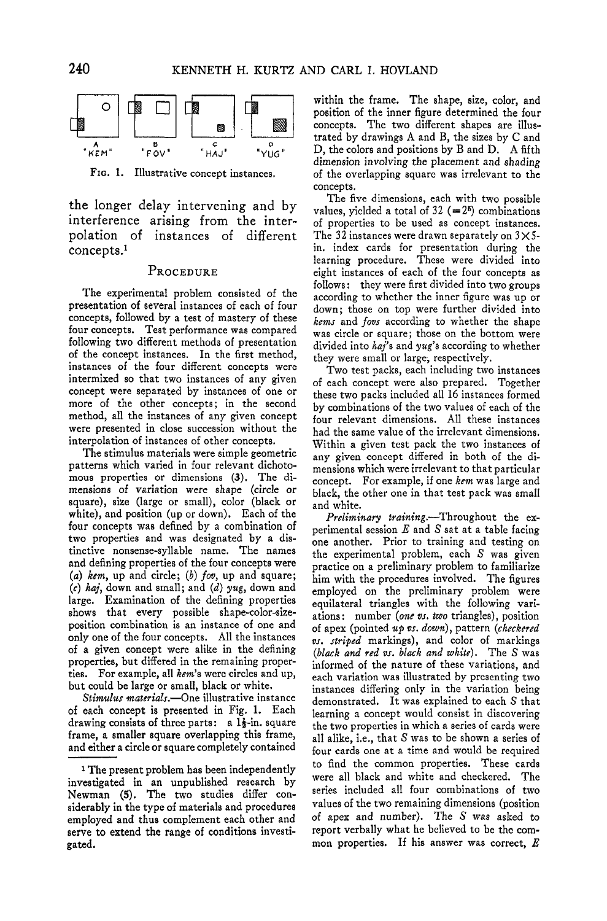"KEM" "FOV" "HAJ" "YUG"

FIG. 1. Illustrative concept instances.

the longer delay intervening and by interference arising from the interpolation of instances of different concepts.[1]

## PROCEDURE

The experimental problem consisted of the presentation of several instances of each of four concepts, followed by a test of mastery of these four concepts. Test performance was compared following two different methods of presentation of the concept instances. In the first method, instances of the four different concepts were intermixed so that two instances of any given concept were separated by instances of one or more of the other concepts; in the second method, all the instances of any given concept were presented in close succession without the interpolation of instances of other concepts.

The stimulus materials were simple geometric patterns which varied in four relevant dichotomous properties or dimensions (3). The dimensions of variation were shape (circle or square), size (large or small), color (black or white), and position (up or down). Each of the four concepts was defined by a combination of two properties and was designated by a distinctive nonsense-syllable name. The names and defining properties of the four concepts were (*a*) *kem*, up and circle; (*b*) *fov*, up and square; (*c*) *haj*, down and small; and (*d*) *yug*, down and large. Examination of the defining properties shows that every possible shape-color-size-position combination is an instance of one and only one of the four concepts. All the instances of a given concept were alike in the defining properties, but differed in the remaining properties. For example, all *kem*'s were circles and up, but could be large or small, black or white.

*Stimulus materials.*—One illustrative instance of each concept is presented in Fig. 1. Each drawing consists of three parts: a 1⅛-in. square frame, a smaller square overlapping this frame, and either a circle or square completely contained within the frame. The shape, size, color, and position of the inner figure determined the four concepts. The two different shapes are illustrated by drawings A and B, the sizes by C and D, the colors and positions by B and D. A fifth dimension involving the placement and shading of the overlapping square was irrelevant to the concepts.

The five dimensions, each with two possible values, yielded a total of 32 ($=2^5$) combinations of properties to be used as concept instances. The 32 instances were drawn separately on 3×5-in. index cards for presentation during the learning procedure. These were divided into eight instances of each of the four concepts as follows: they were first divided into two groups according to whether the inner figure was up or down; those on top were further divided into *kems* and *fovs* according to whether the shape was circle or square; those on the bottom were divided into *haj*'s and *yug*'s according to whether they were small or large, respectively.

Two test packs, each including two instances of each concept were also prepared. Together these two packs included all 16 instances formed by combinations of the two values of each of the four relevant dimensions. All these instances had the same value of the irrelevant dimensions. Within a given test pack the two instances of any given concept differed in both of the dimensions which were irrelevant to that particular concept. For example, if one *kem* was large and black, the other one in that test pack was small and white.

*Preliminary training.*—Throughout the experimental session *E* and *S* sat at a table facing one another. Prior to training and testing on the experimental problem, each *S* was given practice on a preliminary problem to familiarize him with the procedures involved. The figures employed on the preliminary problem were equilateral triangles with the following variations: number (*one vs. two* triangles), position of apex (pointed *up vs. down*), pattern (*checkered vs. striped* markings), and color of markings (*black and red vs. black and white*). The *S* was informed of the nature of these variations, and each variation was illustrated by presenting two instances differing only in the variation being demonstrated. It was explained to each *S* that learning a concept would consist in discovering the two properties in which a series of cards were all alike, i.e., that *S* was to be shown a series of four cards one at a time and would be required to find the common properties. These cards were all black and white and checkered. The series included all four combinations of two values of the two remaining dimensions (position of apex and number). The *S* was asked to report verbally what he believed to be the common properties. If his answer was correct, *E*

[1] The present problem has been independently investigated in an unpublished research by Newman (5). The two studies differ considerably in the type of materials and procedures employed and thus complement each other and serve to extend the range of conditions investigated.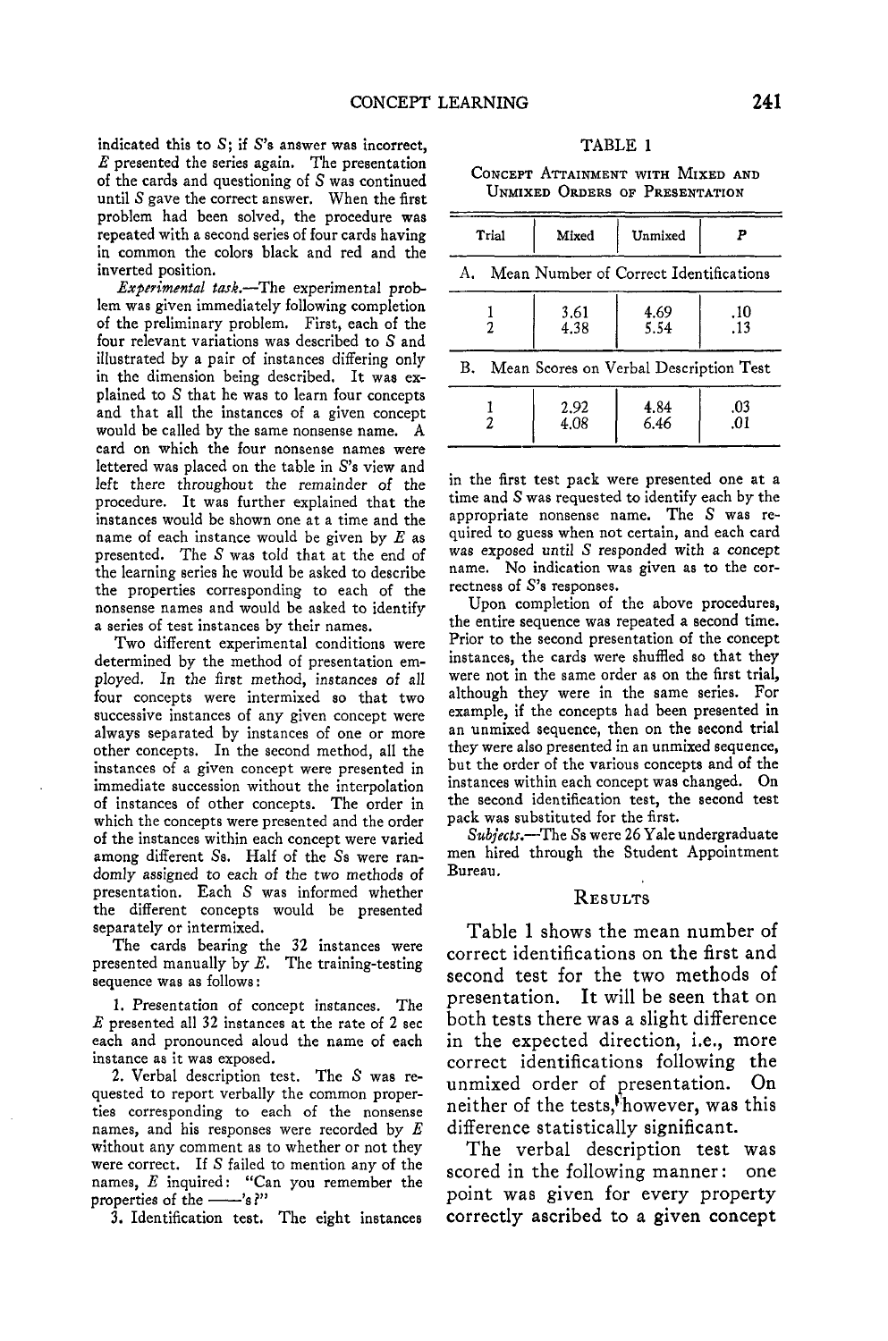indicated this to S; if S's answer was incorrect, E presented the series again. The presentation of the cards and questioning of S was continued until S gave the correct answer. When the first problem had been solved, the procedure was repeated with a second series of four cards having in common the colors black and red and the inverted position.

*Experimental task.*—The experimental problem was given immediately following completion of the preliminary problem. First, each of the four relevant variations was described to S and illustrated by a pair of instances differing only in the dimension being described. It was explained to S that he was to learn four concepts and that all the instances of a given concept would be called by the same nonsense name. A card on which the four nonsense names were lettered was placed on the table in S's view and left there throughout the remainder of the procedure. It was further explained that the instances would be shown one at a time and the name of each instance would be given by E as presented. The S was told that at the end of the learning series he would be asked to describe the properties corresponding to each of the nonsense names and would be asked to identify a series of test instances by their names.

Two different experimental conditions were determined by the method of presentation employed. In the first method, instances of all four concepts were intermixed so that two successive instances of any given concept were always separated by instances of one or more other concepts. In the second method, all the instances of a given concept were presented in immediate succession without the interpolation of instances of other concepts. The order in which the concepts were presented and the order of the instances within each concept were varied among different Ss. Half of the Ss were randomly assigned to each of the two methods of presentation. Each S was informed whether the different concepts would be presented separately or intermixed.

The cards bearing the 32 instances were presented manually by E. The training-testing sequence was as follows:

1. Presentation of concept instances. The E presented all 32 instances at the rate of 2 sec each and pronounced aloud the name of each instance as it was exposed.

2. Verbal description test. The S was requested to report verbally the common properties corresponding to each of the nonsense names, and his responses were recorded by E without any comment as to whether or not they were correct. If S failed to mention any of the names, E inquired: "Can you remember the properties of the ——'s?"

3. Identification test. The eight instances in the first test pack were presented one at a time and S was requested to identify each by the appropriate nonsense name. The S was required to guess when not certain, and each card was exposed until S responded with a concept name. No indication was given as to the correctness of S's responses.

Upon completion of the above procedures, the entire sequence was repeated a second time. Prior to the second presentation of the concept instances, the cards were shuffled so that they were not in the same order as on the first trial, although they were in the same series. For example, if the concepts had been presented in an unmixed sequence, then on the second trial they were also presented in an unmixed sequence, but the order of the various concepts and of the instances within each concept was changed. On the second identification test, the second test pack was substituted for the first.

*Subjects.*—The Ss were 26 Yale undergraduate men hired through the Student Appointment Bureau.

TABLE 1

Concept Attainment with Mixed and Unmixed Orders of Presentation

| Trial | Mixed | Unmixed | P |
|---|---|---|---|
| A. Mean Number of Correct Identifications | | | |
| 1 | 3.61 | 4.69 | .10 |
| 2 | 4.38 | 5.54 | .13 |
| B. Mean Scores on Verbal Description Test | | | |
| 1 | 2.92 | 4.84 | .03 |
| 2 | 4.08 | 6.46 | .01 |

## Results

Table 1 shows the mean number of correct identifications on the first and second test for the two methods of presentation. It will be seen that on both tests there was a slight difference in the expected direction, i.e., more correct identifications following the unmixed order of presentation. On neither of the tests, however, was this difference statistically significant.

The verbal description test was scored in the following manner: one point was given for every property correctly ascribed to a given concept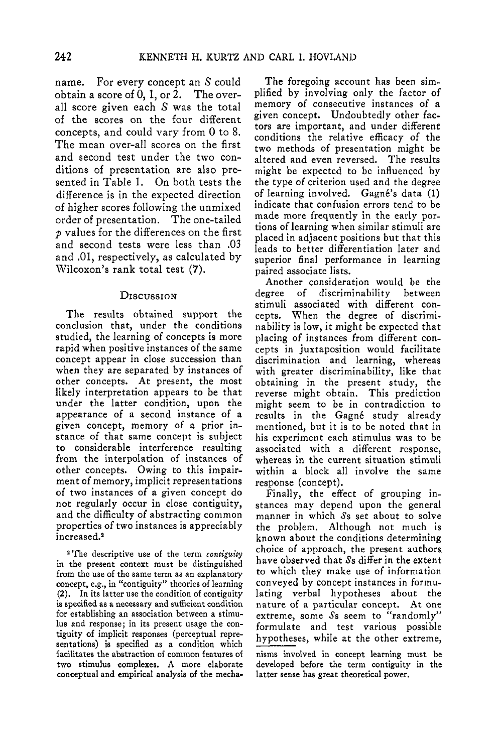name. For every concept an *S* could obtain a score of 0, 1, or 2. The over-all score given each *S* was the total of the scores on the four different concepts, and could vary from 0 to 8. The mean over-all scores on the first and second test under the two conditions of presentation are also presented in Table 1. On both tests the difference is in the expected direction of higher scores following the unmixed order of presentation. The one-tailed $p$ values for the differences on the first and second tests were less than .03 and .01, respectively, as calculated by Wilcoxon's rank total test (7).

## Discussion

The results obtained support the conclusion that, under the conditions studied, the learning of concepts is more rapid when positive instances of the same concept appear in close succession than when they are separated by instances of other concepts. At present, the most likely interpretation appears to be that under the latter condition, upon the appearance of a second instance of a given concept, memory of a prior instance of that same concept is subject to considerable interference resulting from the interpolation of instances of other concepts. Owing to this impairment of memory, implicit representations of two instances of a given concept do not regularly occur in close contiguity, and the difficulty of abstracting common properties of two instances is appreciably increased.[2]

The foregoing account has been simplified by involving only the factor of memory of consecutive instances of a given concept. Undoubtedly other factors are important, and under different conditions the relative efficacy of the two methods of presentation might be altered and even reversed. The results might be expected to be influenced by the type of criterion used and the degree of learning involved. Gagné's data (1) indicate that confusion errors tend to be made more frequently in the early portions of learning when similar stimuli are placed in adjacent positions but that this leads to better differentiation later and superior final performance in learning paired associate lists.

Another consideration would be the degree of discriminability between stimuli associated with different concepts. When the degree of discriminability is low, it might be expected that placing of instances from different concepts in juxtaposition would facilitate discrimination and learning, whereas with greater discriminability, like that obtaining in the present study, the reverse might obtain. This prediction might seem to be in contradiction to results in the Gagné study already mentioned, but it is to be noted that in his experiment each stimulus was to be associated with a different response, whereas in the current situation stimuli within a block all involve the same response (concept).

Finally, the effect of grouping instances may depend upon the general manner in which *S*s set about to solve the problem. Although not much is known about the conditions determining choice of approach, the present authors have observed that *S*s differ in the extent to which they make use of information conveyed by concept instances in formulating verbal hypotheses about the nature of a particular concept. At one extreme, some *S*s seem to "randomly" formulate and test various possible hypotheses, while at the other extreme,

[2] The descriptive use of the term *contiguity* in the present context must be distinguished from the use of the same term as an explanatory concept, e.g., in "contiguity" theories of learning (2). In its latter use the condition of contiguity is specified as a necessary and sufficient condition for establishing an association between a stimulus and response; in its present usage the contiguity of implicit responses (perceptual representations) is specified as a condition which facilitates the abstraction of common features of two stimulus complexes. A more elaborate conceptual and empirical analysis of the mechanisms involved in concept learning must be developed before the term contiguity in the latter sense has great theoretical power.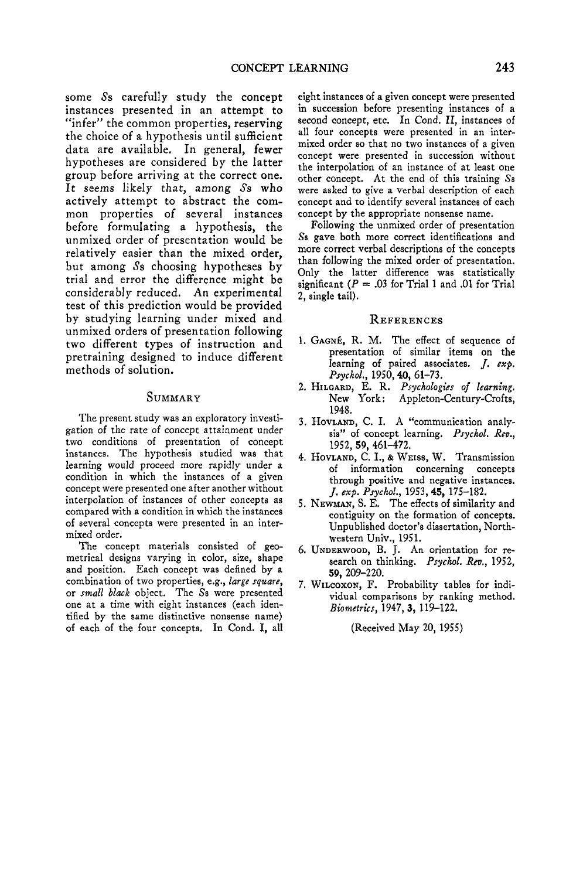some *S*s carefully study the concept instances presented in an attempt to "infer" the common properties, reserving the choice of a hypothesis until sufficient data are available. In general, fewer hypotheses are considered by the latter group before arriving at the correct one. It seems likely that, among *S*s who actively attempt to abstract the common properties of several instances before formulating a hypothesis, the unmixed order of presentation would be relatively easier than the mixed order, but among *S*s choosing hypotheses by trial and error the difference might be considerably reduced. An experimental test of this prediction would be provided by studying learning under mixed and unmixed orders of presentation following two different types of instruction and pretraining designed to induce different methods of solution.

## Summary

The present study was an exploratory investigation of the rate of concept attainment under two conditions of presentation of concept instances. The hypothesis studied was that learning would proceed more rapidly under a condition in which the instances of a given concept were presented one after another without interpolation of instances of other concepts as compared with a condition in which the instances of several concepts were presented in an intermixed order.

The concept materials consisted of geometrical designs varying in color, size, shape and position. Each concept was defined by a combination of two properties, e.g., *large square*, or *small black* object. The *S*s were presented one at a time with eight instances (each identified by the same distinctive nonsense name) of each of the four concepts. In Cond. I, all eight instances of a given concept were presented in succession before presenting instances of a second concept, etc. In Cond. II, instances of all four concepts were presented in an intermixed order so that no two instances of a given concept were presented in succession without the interpolation of an instance of at least one other concept. At the end of this training *S*s were asked to give a verbal description of each concept and to identify several instances of each concept by the appropriate nonsense name.

Following the unmixed order of presentation *S*s gave both more correct identifications and more correct verbal descriptions of the concepts than following the mixed order of presentation. Only the latter difference was statistically significant ($P = .03$ for Trial 1 and .01 for Trial 2, single tail).

## References

1. Gagné, R. M. The effect of sequence of presentation of similar items on the learning of paired associates. *J. exp. Psychol.*, 1950, **40**, 61–73.
2. Hilgard, E. R. *Psychologies of learning.* New York: Appleton-Century-Crofts, 1948.
3. Hovland, C. I. A "communication analysis" of concept learning. *Psychol. Rev.*, 1952, **59**, 461–472.
4. Hovland, C. I., & Weiss, W. Transmission of information concerning concepts through positive and negative instances. *J. exp. Psychol.*, 1953, **45**, 175–182.
5. Newman, S. E. The effects of similarity and contiguity on the formation of concepts. Unpublished doctor's dissertation, Northwestern Univ., 1951.
6. Underwood, B. J. An orientation for research on thinking. *Psychol. Rev.*, 1952, **59**, 209–220.
7. Wilcoxon, F. Probability tables for individual comparisons by ranking method. *Biometrics*, 1947, **3**, 119–122.

(Received May 20, 1955)